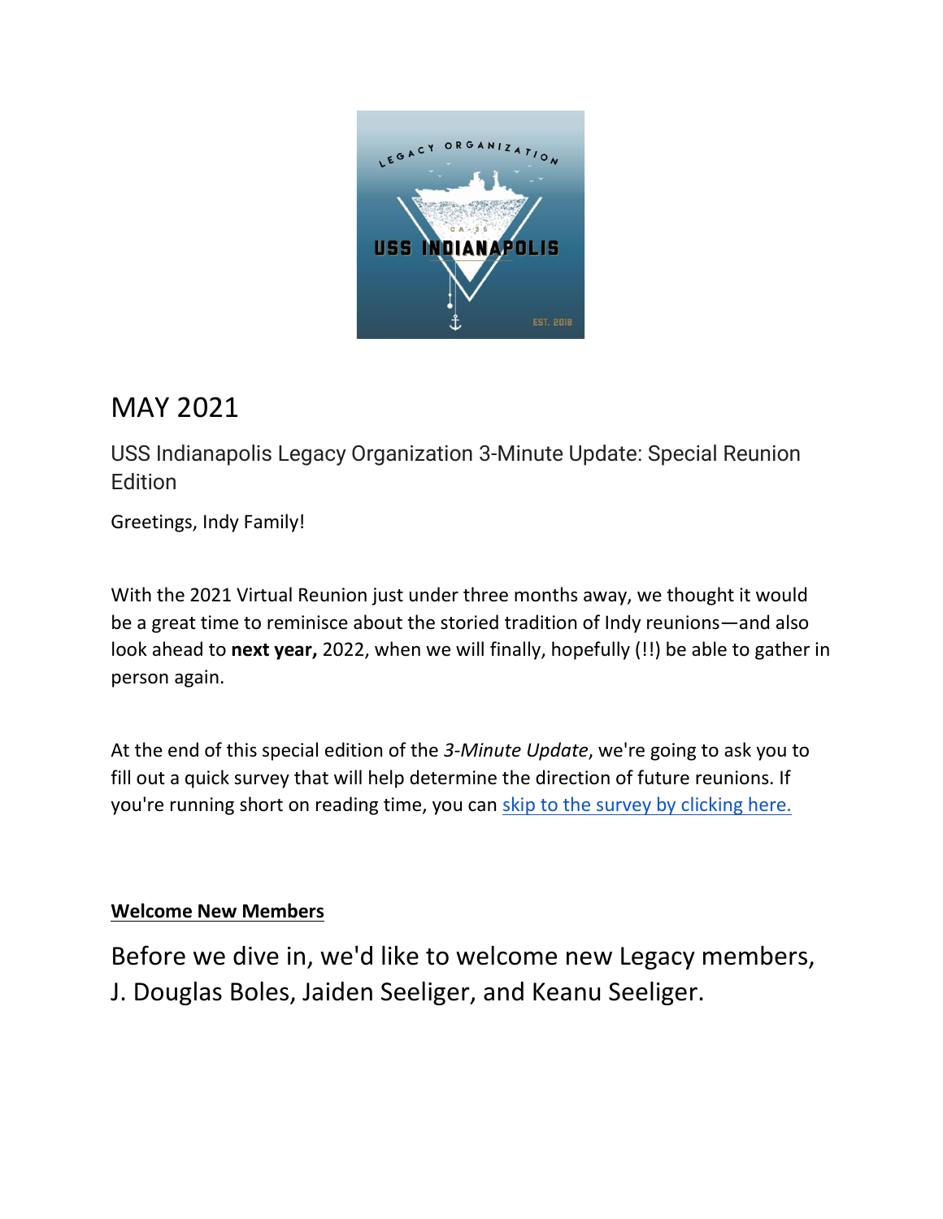# MAY 2021

## USS Indianapolis Legacy Organization 3-Minute Update: Special Reunion Edition

Greetings, Indy Family!

With the 2021 Virtual Reunion just under three months away, we thought it would be a great time to reminisce about the storied tradition of Indy reunions—and also look ahead to **next year,** 2022, when we will finally, hopefully (!!) be able to gather in person again.

At the end of this special edition of the *3-Minute Update*, we're going to ask you to fill out a quick survey that will help determine the direction of future reunions. If you're running short on reading time, you can skip to the survey by clicking here.

**Welcome New Members**

Before we dive in, we'd like to welcome new Legacy members, J. Douglas Boles, Jaiden Seeliger, and Keanu Seeliger.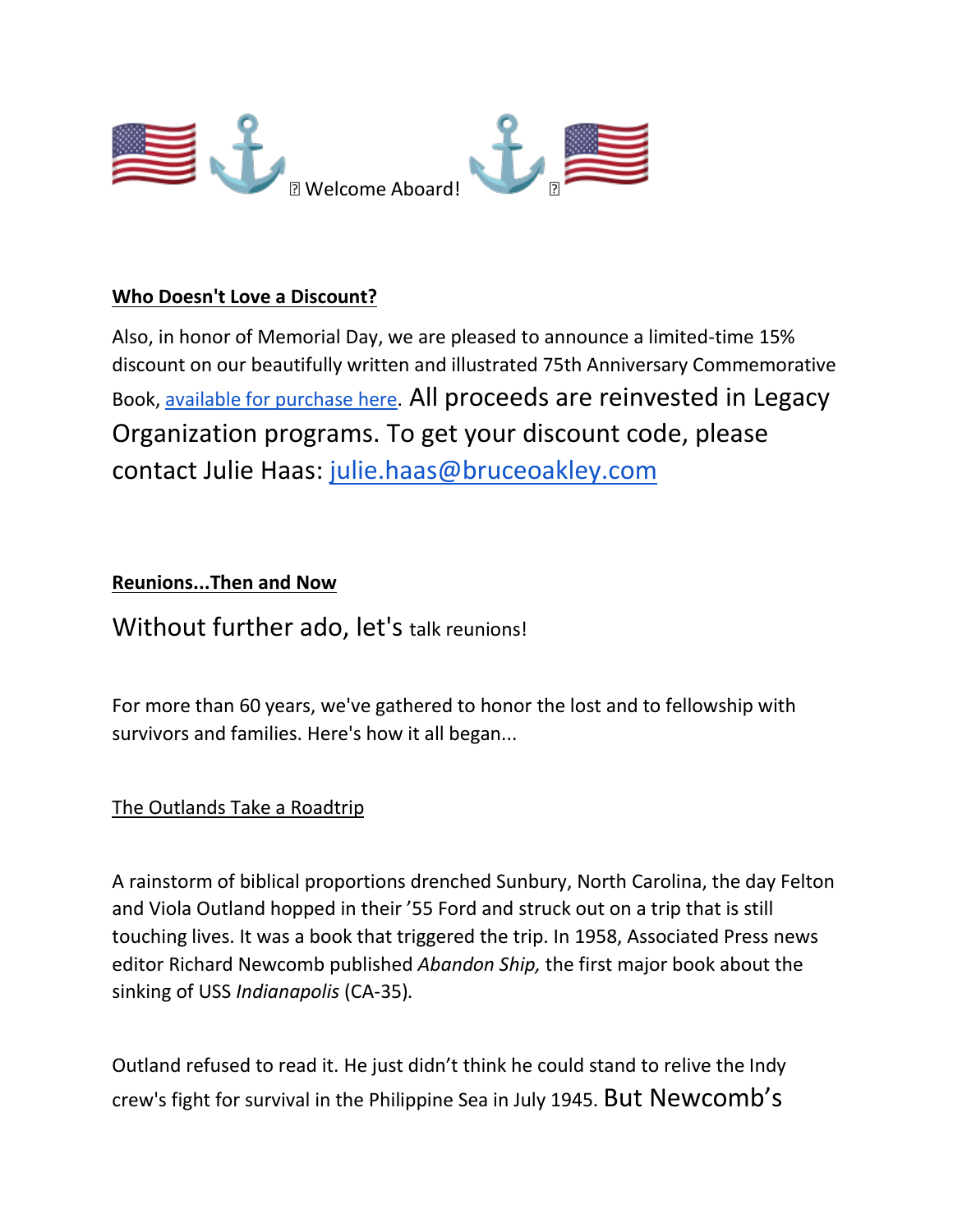🇺🇸 ⚓ Welcome Aboard! ⚓ 🇺🇸

**Who Doesn't Love a Discount?**

Also, in honor of Memorial Day, we are pleased to announce a limited-time 15% discount on our beautifully written and illustrated 75th Anniversary Commemorative Book, [available for purchase here](). All proceeds are reinvested in Legacy Organization programs. To get your discount code, please contact Julie Haas: [julie.haas@bruceoakley.com](mailto:julie.haas@bruceoakley.com)

**Reunions...Then and Now**

Without further ado, let's talk reunions!

For more than 60 years, we've gathered to honor the lost and to fellowship with survivors and families. Here's how it all began...

The Outlands Take a Roadtrip

A rainstorm of biblical proportions drenched Sunbury, North Carolina, the day Felton and Viola Outland hopped in their '55 Ford and struck out on a trip that is still touching lives. It was a book that triggered the trip. In 1958, Associated Press news editor Richard Newcomb published *Abandon Ship,* the first major book about the sinking of USS *Indianapolis* (CA-35).

Outland refused to read it. He just didn't think he could stand to relive the Indy crew's fight for survival in the Philippine Sea in July 1945. But Newcomb's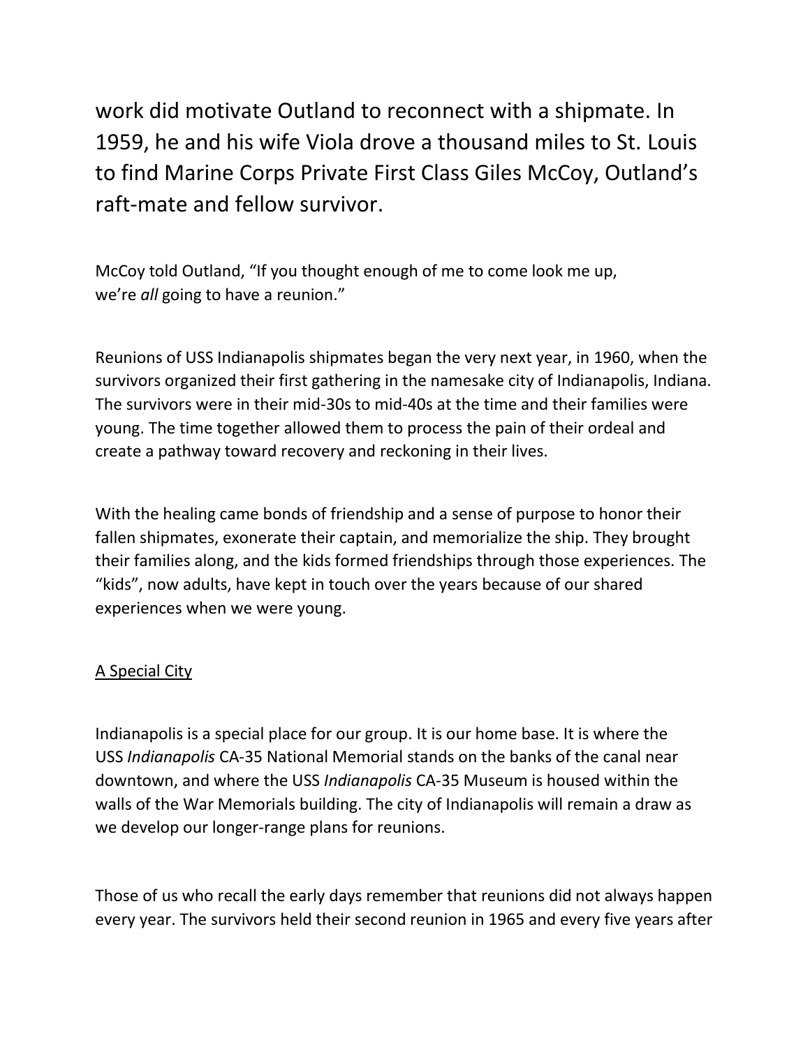work did motivate Outland to reconnect with a shipmate. In 1959, he and his wife Viola drove a thousand miles to St. Louis to find Marine Corps Private First Class Giles McCoy, Outland's raft-mate and fellow survivor.

McCoy told Outland, "If you thought enough of me to come look me up, we're *all* going to have a reunion."

Reunions of USS Indianapolis shipmates began the very next year, in 1960, when the survivors organized their first gathering in the namesake city of Indianapolis, Indiana. The survivors were in their mid-30s to mid-40s at the time and their families were young. The time together allowed them to process the pain of their ordeal and create a pathway toward recovery and reckoning in their lives.

With the healing came bonds of friendship and a sense of purpose to honor their fallen shipmates, exonerate their captain, and memorialize the ship. They brought their families along, and the kids formed friendships through those experiences. The "kids", now adults, have kept in touch over the years because of our shared experiences when we were young.

<u>A Special City</u>

Indianapolis is a special place for our group. It is our home base. It is where the USS *Indianapolis* CA-35 National Memorial stands on the banks of the canal near downtown, and where the USS *Indianapolis* CA-35 Museum is housed within the walls of the War Memorials building. The city of Indianapolis will remain a draw as we develop our longer-range plans for reunions.

Those of us who recall the early days remember that reunions did not always happen every year. The survivors held their second reunion in 1965 and every five years after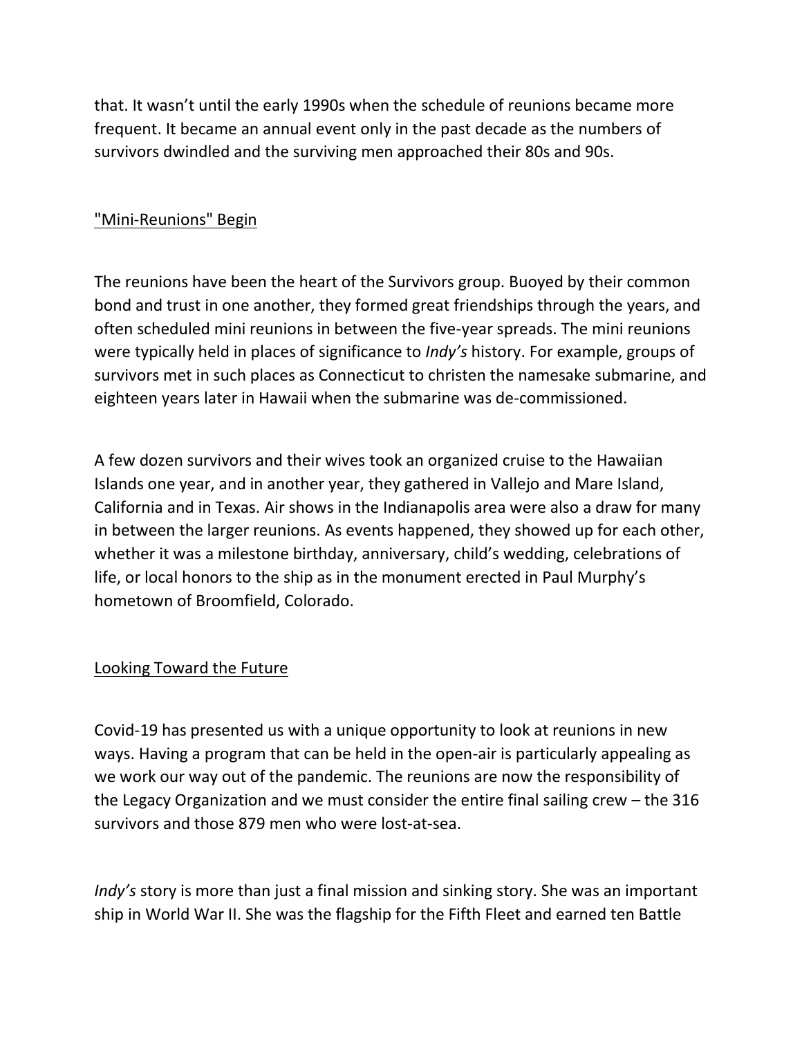that. It wasn't until the early 1990s when the schedule of reunions became more frequent. It became an annual event only in the past decade as the numbers of survivors dwindled and the surviving men approached their 80s and 90s.

## "Mini-Reunions" Begin

The reunions have been the heart of the Survivors group. Buoyed by their common bond and trust in one another, they formed great friendships through the years, and often scheduled mini reunions in between the five-year spreads. The mini reunions were typically held in places of significance to *Indy's* history. For example, groups of survivors met in such places as Connecticut to christen the namesake submarine, and eighteen years later in Hawaii when the submarine was de-commissioned.

A few dozen survivors and their wives took an organized cruise to the Hawaiian Islands one year, and in another year, they gathered in Vallejo and Mare Island, California and in Texas. Air shows in the Indianapolis area were also a draw for many in between the larger reunions. As events happened, they showed up for each other, whether it was a milestone birthday, anniversary, child's wedding, celebrations of life, or local honors to the ship as in the monument erected in Paul Murphy's hometown of Broomfield, Colorado.

## Looking Toward the Future

Covid-19 has presented us with a unique opportunity to look at reunions in new ways. Having a program that can be held in the open-air is particularly appealing as we work our way out of the pandemic. The reunions are now the responsibility of the Legacy Organization and we must consider the entire final sailing crew – the 316 survivors and those 879 men who were lost-at-sea.

*Indy's* story is more than just a final mission and sinking story. She was an important ship in World War II. She was the flagship for the Fifth Fleet and earned ten Battle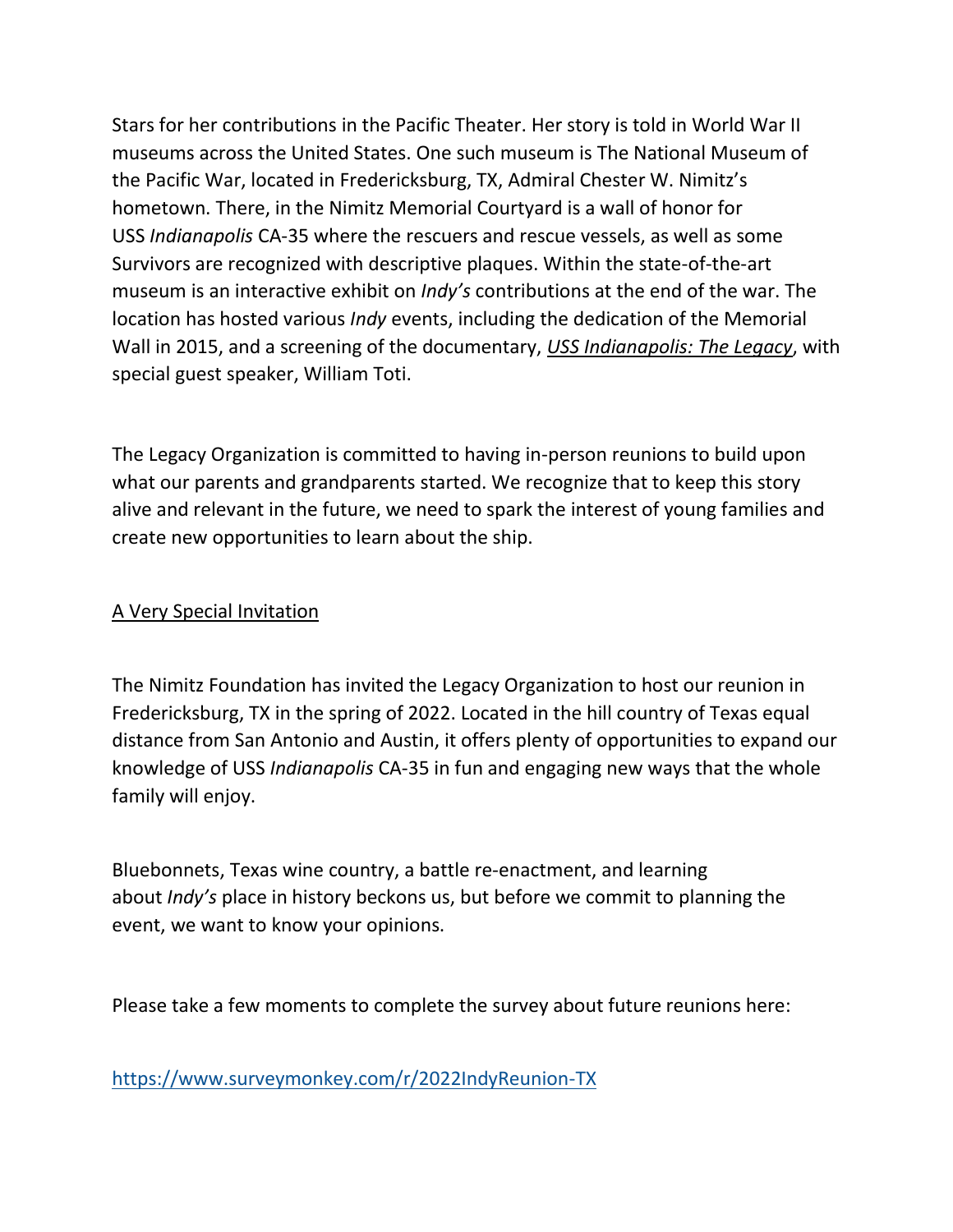Stars for her contributions in the Pacific Theater. Her story is told in World War II museums across the United States. One such museum is The National Museum of the Pacific War, located in Fredericksburg, TX, Admiral Chester W. Nimitz's hometown. There, in the Nimitz Memorial Courtyard is a wall of honor for USS *Indianapolis* CA-35 where the rescuers and rescue vessels, as well as some Survivors are recognized with descriptive plaques. Within the state-of-the-art museum is an interactive exhibit on *Indy's* contributions at the end of the war. The location has hosted various *Indy* events, including the dedication of the Memorial Wall in 2015, and a screening of the documentary, *USS Indianapolis: The Legacy*, with special guest speaker, William Toti.

The Legacy Organization is committed to having in-person reunions to build upon what our parents and grandparents started. We recognize that to keep this story alive and relevant in the future, we need to spark the interest of young families and create new opportunities to learn about the ship.

A Very Special Invitation

The Nimitz Foundation has invited the Legacy Organization to host our reunion in Fredericksburg, TX in the spring of 2022. Located in the hill country of Texas equal distance from San Antonio and Austin, it offers plenty of opportunities to expand our knowledge of USS *Indianapolis* CA-35 in fun and engaging new ways that the whole family will enjoy.

Bluebonnets, Texas wine country, a battle re-enactment, and learning about *Indy's* place in history beckons us, but before we commit to planning the event, we want to know your opinions.

Please take a few moments to complete the survey about future reunions here:

https://www.surveymonkey.com/r/2022IndyReunion-TX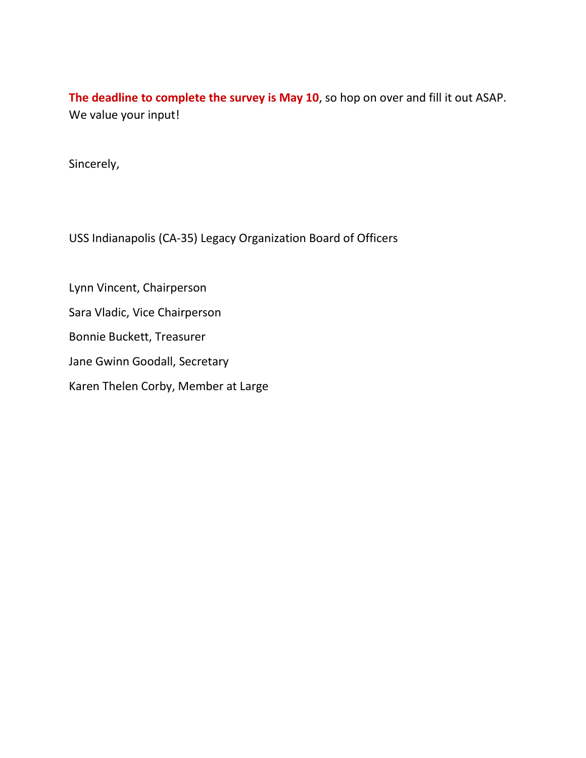**The deadline to complete the survey is May 10**, so hop on over and fill it out ASAP. We value your input!

Sincerely,

USS Indianapolis (CA-35) Legacy Organization Board of Officers

Lynn Vincent, Chairperson

Sara Vladic, Vice Chairperson

Bonnie Buckett, Treasurer

Jane Gwinn Goodall, Secretary

Karen Thelen Corby, Member at Large